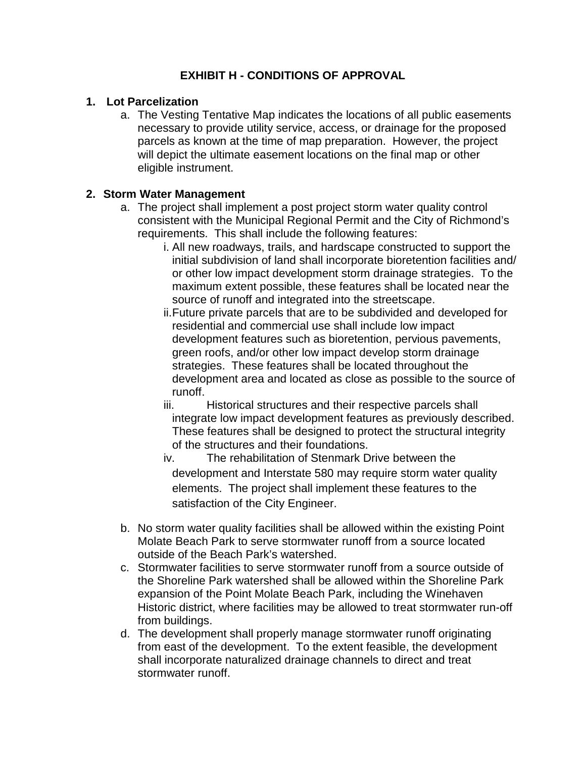# EXHIBIT H - CONDITIONS OF APPROVAL

**1. Lot Parcelization**

a. The Vesting Tentative Map indicates the locations of all public easements necessary to provide utility service, access, or drainage for the proposed parcels as known at the time of map preparation. However, the project will depict the ultimate easement locations on the final map or other eligible instrument.

**2. Storm Water Management**

a. The project shall implement a post project storm water quality control consistent with the Municipal Regional Permit and the City of Richmond's requirements. This shall include the following features:

   i. All new roadways, trails, and hardscape constructed to support the initial subdivision of land shall incorporate bioretention facilities and/ or other low impact development storm drainage strategies. To the maximum extent possible, these features shall be located near the source of runoff and integrated into the streetscape.

   ii. Future private parcels that are to be subdivided and developed for residential and commercial use shall include low impact development features such as bioretention, pervious pavements, green roofs, and/or other low impact develop storm drainage strategies. These features shall be located throughout the development area and located as close as possible to the source of runoff.

   iii. Historical structures and their respective parcels shall integrate low impact development features as previously described. These features shall be designed to protect the structural integrity of the structures and their foundations.

   iv. The rehabilitation of Stenmark Drive between the development and Interstate 580 may require storm water quality elements. The project shall implement these features to the satisfaction of the City Engineer.

b. No storm water quality facilities shall be allowed within the existing Point Molate Beach Park to serve stormwater runoff from a source located outside of the Beach Park's watershed.

c. Stormwater facilities to serve stormwater runoff from a source outside of the Shoreline Park watershed shall be allowed within the Shoreline Park expansion of the Point Molate Beach Park, including the Winehaven Historic district, where facilities may be allowed to treat stormwater run-off from buildings.

d. The development shall properly manage stormwater runoff originating from east of the development. To the extent feasible, the development shall incorporate naturalized drainage channels to direct and treat stormwater runoff.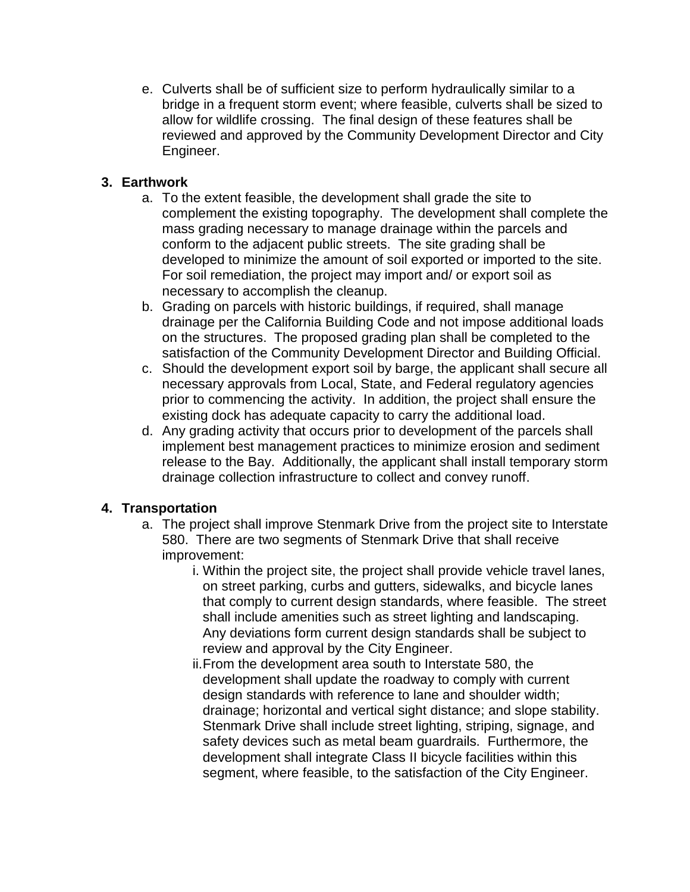e. Culverts shall be of sufficient size to perform hydraulically similar to a bridge in a frequent storm event; where feasible, culverts shall be sized to allow for wildlife crossing. The final design of these features shall be reviewed and approved by the Community Development Director and City Engineer.

**3. Earthwork**

a. To the extent feasible, the development shall grade the site to complement the existing topography. The development shall complete the mass grading necessary to manage drainage within the parcels and conform to the adjacent public streets. The site grading shall be developed to minimize the amount of soil exported or imported to the site. For soil remediation, the project may import and/ or export soil as necessary to accomplish the cleanup.

b. Grading on parcels with historic buildings, if required, shall manage drainage per the California Building Code and not impose additional loads on the structures. The proposed grading plan shall be completed to the satisfaction of the Community Development Director and Building Official.

c. Should the development export soil by barge, the applicant shall secure all necessary approvals from Local, State, and Federal regulatory agencies prior to commencing the activity. In addition, the project shall ensure the existing dock has adequate capacity to carry the additional load.

d. Any grading activity that occurs prior to development of the parcels shall implement best management practices to minimize erosion and sediment release to the Bay. Additionally, the applicant shall install temporary storm drainage collection infrastructure to collect and convey runoff.

**4. Transportation**

a. The project shall improve Stenmark Drive from the project site to Interstate 580. There are two segments of Stenmark Drive that shall receive improvement:

   i. Within the project site, the project shall provide vehicle travel lanes, on street parking, curbs and gutters, sidewalks, and bicycle lanes that comply to current design standards, where feasible. The street shall include amenities such as street lighting and landscaping. Any deviations form current design standards shall be subject to review and approval by the City Engineer.

   ii. From the development area south to Interstate 580, the development shall update the roadway to comply with current design standards with reference to lane and shoulder width; drainage; horizontal and vertical sight distance; and slope stability. Stenmark Drive shall include street lighting, striping, signage, and safety devices such as metal beam guardrails. Furthermore, the development shall integrate Class II bicycle facilities within this segment, where feasible, to the satisfaction of the City Engineer.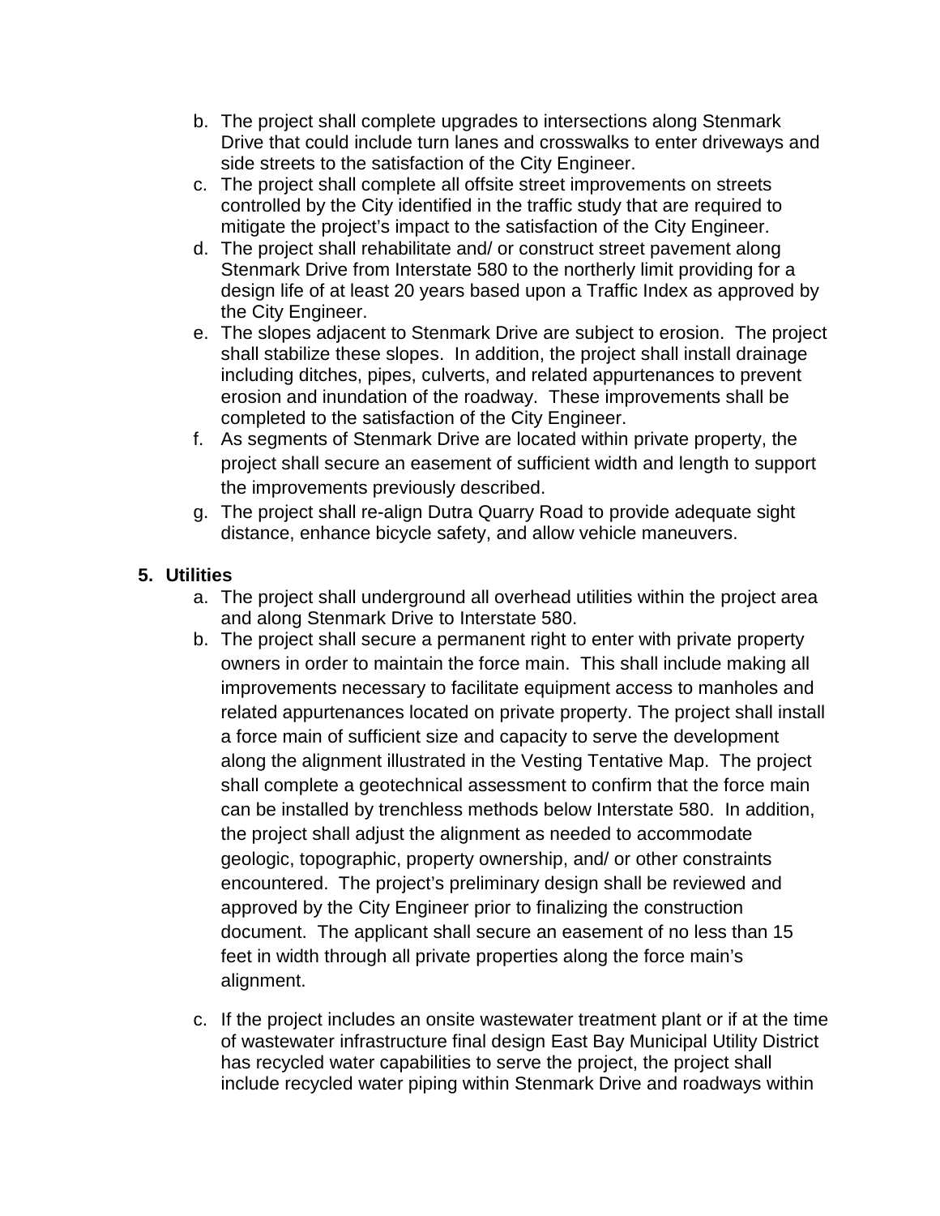b. The project shall complete upgrades to intersections along Stenmark Drive that could include turn lanes and crosswalks to enter driveways and side streets to the satisfaction of the City Engineer.
c. The project shall complete all offsite street improvements on streets controlled by the City identified in the traffic study that are required to mitigate the project's impact to the satisfaction of the City Engineer.
d. The project shall rehabilitate and/ or construct street pavement along Stenmark Drive from Interstate 580 to the northerly limit providing for a design life of at least 20 years based upon a Traffic Index as approved by the City Engineer.
e. The slopes adjacent to Stenmark Drive are subject to erosion. The project shall stabilize these slopes. In addition, the project shall install drainage including ditches, pipes, culverts, and related appurtenances to prevent erosion and inundation of the roadway. These improvements shall be completed to the satisfaction of the City Engineer.
f. As segments of Stenmark Drive are located within private property, the project shall secure an easement of sufficient width and length to support the improvements previously described.
g. The project shall re-align Dutra Quarry Road to provide adequate sight distance, enhance bicycle safety, and allow vehicle maneuvers.

**5. Utilities**

a. The project shall underground all overhead utilities within the project area and along Stenmark Drive to Interstate 580.
b. The project shall secure a permanent right to enter with private property owners in order to maintain the force main. This shall include making all improvements necessary to facilitate equipment access to manholes and related appurtenances located on private property. The project shall install a force main of sufficient size and capacity to serve the development along the alignment illustrated in the Vesting Tentative Map. The project shall complete a geotechnical assessment to confirm that the force main can be installed by trenchless methods below Interstate 580. In addition, the project shall adjust the alignment as needed to accommodate geologic, topographic, property ownership, and/ or other constraints encountered. The project's preliminary design shall be reviewed and approved by the City Engineer prior to finalizing the construction document. The applicant shall secure an easement of no less than 15 feet in width through all private properties along the force main's alignment.
c. If the project includes an onsite wastewater treatment plant or if at the time of wastewater infrastructure final design East Bay Municipal Utility District has recycled water capabilities to serve the project, the project shall include recycled water piping within Stenmark Drive and roadways within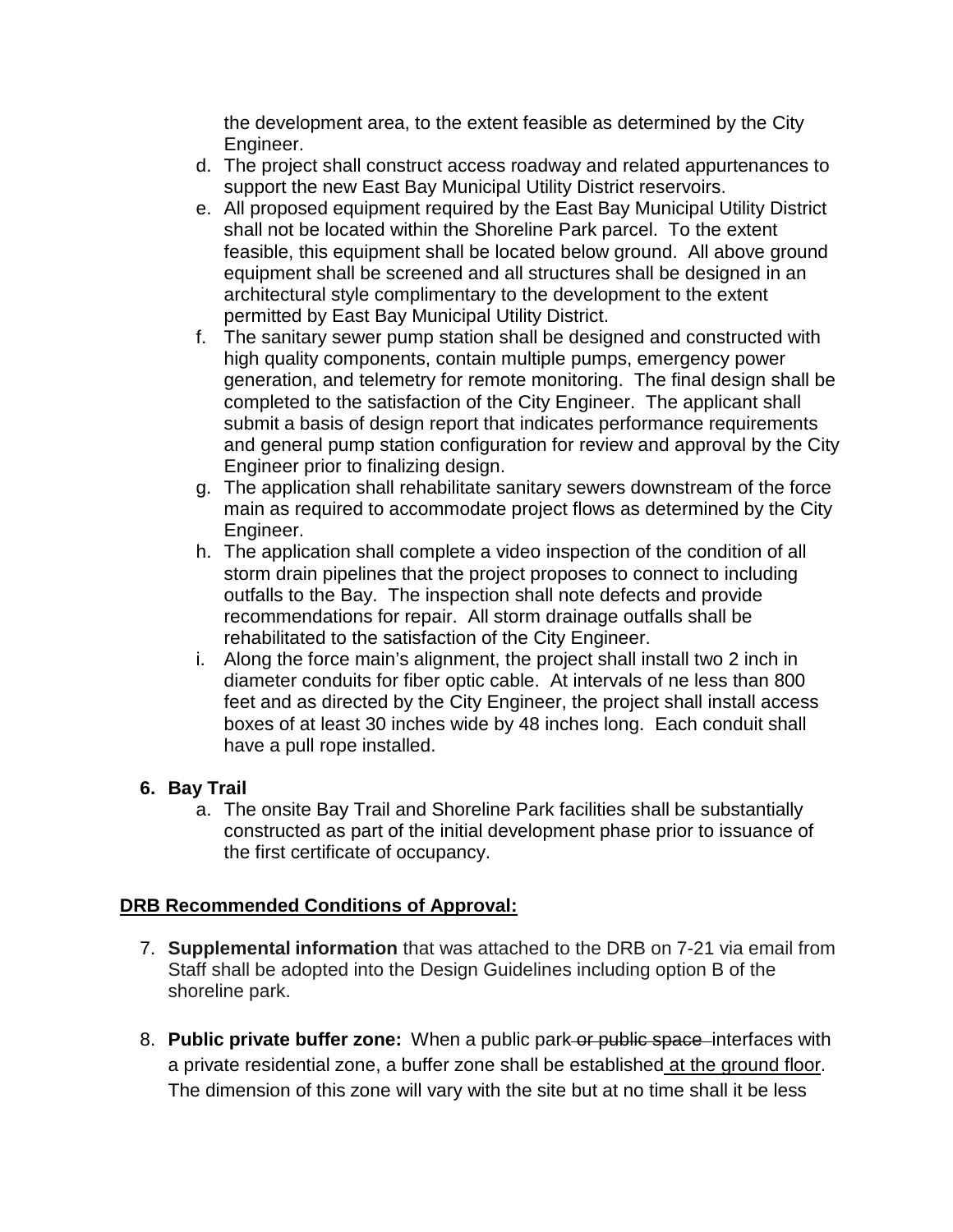the development area, to the extent feasible as determined by the City Engineer.

d. The project shall construct access roadway and related appurtenances to support the new East Bay Municipal Utility District reservoirs.
e. All proposed equipment required by the East Bay Municipal Utility District shall not be located within the Shoreline Park parcel. To the extent feasible, this equipment shall be located below ground. All above ground equipment shall be screened and all structures shall be designed in an architectural style complimentary to the development to the extent permitted by East Bay Municipal Utility District.
f. The sanitary sewer pump station shall be designed and constructed with high quality components, contain multiple pumps, emergency power generation, and telemetry for remote monitoring. The final design shall be completed to the satisfaction of the City Engineer. The applicant shall submit a basis of design report that indicates performance requirements and general pump station configuration for review and approval by the City Engineer prior to finalizing design.
g. The application shall rehabilitate sanitary sewers downstream of the force main as required to accommodate project flows as determined by the City Engineer.
h. The application shall complete a video inspection of the condition of all storm drain pipelines that the project proposes to connect to including outfalls to the Bay. The inspection shall note defects and provide recommendations for repair. All storm drainage outfalls shall be rehabilitated to the satisfaction of the City Engineer.
i. Along the force main's alignment, the project shall install two 2 inch in diameter conduits for fiber optic cable. At intervals of ne less than 800 feet and as directed by the City Engineer, the project shall install access boxes of at least 30 inches wide by 48 inches long. Each conduit shall have a pull rope installed.

**6. Bay Trail**

a. The onsite Bay Trail and Shoreline Park facilities shall be substantially constructed as part of the initial development phase prior to issuance of the first certificate of occupancy.

**DRB Recommended Conditions of Approval:**

7. **Supplemental information** that was attached to the DRB on 7-21 via email from Staff shall be adopted into the Design Guidelines including option B of the shoreline park.

8. **Public private buffer zone:** When a public park ~~or public space~~ interfaces with a private residential zone, a buffer zone shall be established <u>at the ground floor</u>. The dimension of this zone will vary with the site but at no time shall it be less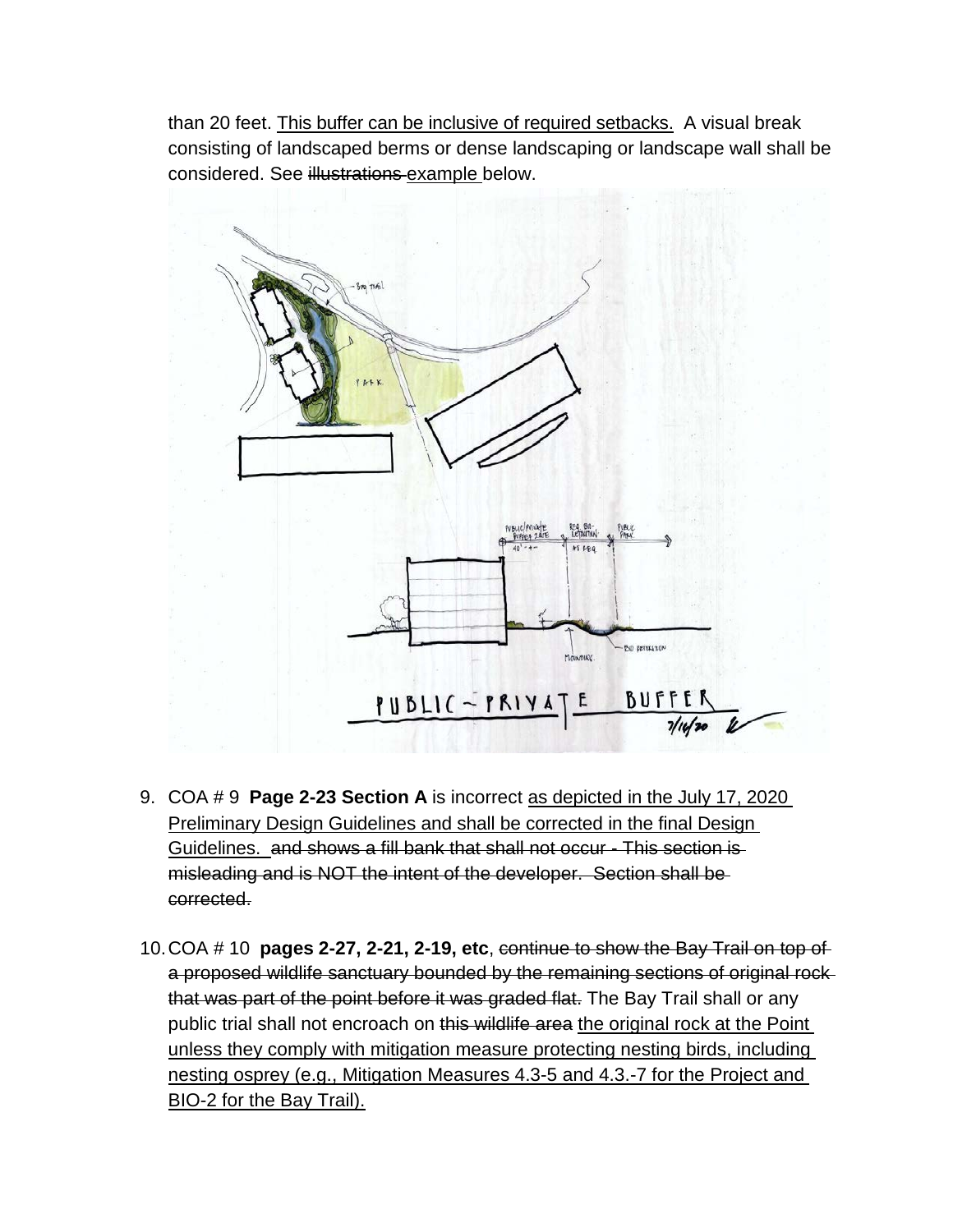than 20 feet. <u>This buffer can be inclusive of required setbacks.</u> A visual break consisting of landscaped berms or dense landscaping or landscape wall shall be considered. See ~~illustrations~~ <u>example</u> below.

9. COA # 9 **Page 2-23 Section A** is incorrect <u>as depicted in the July 17, 2020 Preliminary Design Guidelines and shall be corrected in the final Design Guidelines.</u> ~~and shows a fill bank that shall not occur - This section is misleading and is NOT the intent of the developer. Section shall be corrected.~~

10. COA # 10 **pages 2-27, 2-21, 2-19, etc**, ~~continue to show the Bay Trail on top of a proposed wildlife sanctuary bounded by the remaining sections of original rock that was part of the point before it was graded flat.~~ The Bay Trail shall or any public trial shall not encroach on ~~this wildlife area~~ <u>the original rock at the Point unless they comply with mitigation measure protecting nesting birds, including nesting osprey (e.g., Mitigation Measures 4.3-5 and 4.3.-7 for the Project and BIO-2 for the Bay Trail).</u>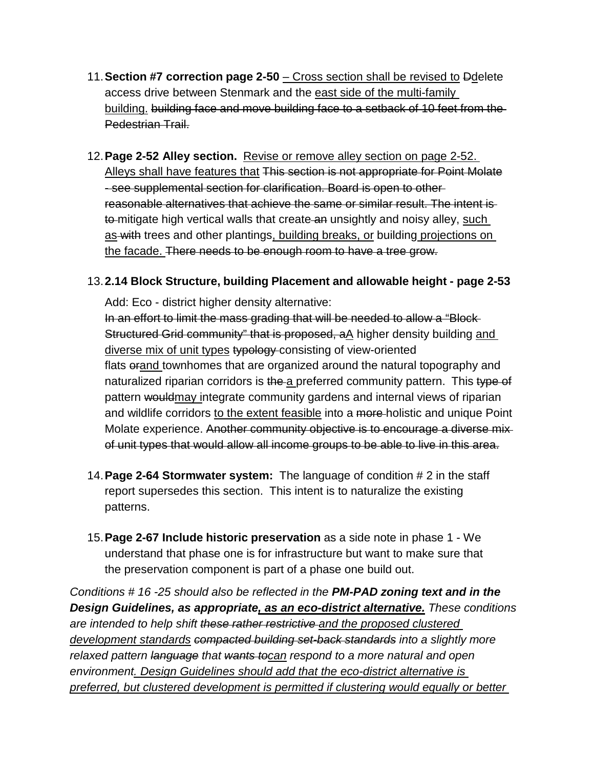11. **Section #7 correction page 2-50** <u>– Cross section shall be revised to</u> ~~D~~<u>d</u>elete access drive between Stenmark and the <u>east side of the multi-family building.</u> ~~building face and move building face to a setback of 10 feet from the Pedestrian Trail.~~

12. **Page 2-52 Alley section.** <u>Revise or remove alley section on page 2-52. Alleys shall have features that</u> ~~This section is not appropriate for Point Molate - see supplemental section for clarification. Board is open to other reasonable alternatives that achieve the same or similar result. The intent is to~~ mitigate high vertical walls that create ~~an~~ unsightly and noisy alley, <u>such as</u> ~~with~~ trees and other plantings<u>, building breaks, or</u> building <u>projections on the facade.</u> ~~There needs to be enough room to have a tree grow.~~

13. **2.14 Block Structure, building Placement and allowable height - page 2-53**

    Add: Eco - district higher density alternative:
    ~~In an effort to limit the mass grading that will be needed to allow a "Block Structured Grid community" that is proposed, a~~<u>A</u> higher density building <u>and diverse mix of unit types</u> ~~typology~~ consisting of view-oriented flats ~~or~~<u>and</u> townhomes that are organized around the natural topography and naturalized riparian corridors is ~~the~~ <u>a</u> preferred community pattern. This ~~type of~~ pattern ~~would~~<u>may</u> integrate community gardens and internal views of riparian and wildlife corridors <u>to the extent feasible</u> into a ~~more~~ holistic and unique Point Molate experience. ~~Another community objective is to encourage a diverse mix of unit types that would allow all income groups to be able to live in this area.~~

14. **Page 2-64 Stormwater system:** The language of condition # 2 in the staff report supersedes this section. This intent is to naturalize the existing patterns.

15. **Page 2-67 Include historic preservation** as a side note in phase 1 - We understand that phase one is for infrastructure but want to make sure that the preservation component is part of a phase one build out.

*Conditions # 16 -25 should also be reflected in the **PM-PAD zoning text and in the Design Guidelines, as appropriate<u>, as an eco-district alternative.</u>** These conditions are intended to help shift ~~these rather restrictive~~ <u>and the proposed clustered development standards</u> ~~compacted building set-back standards~~ into a slightly more relaxed pattern ~~language~~ that ~~wants to~~<u>can</u> respond to a more natural and open environment<u>. Design Guidelines should add that the eco-district alternative is preferred, but clustered development is permitted if clustering would equally or better</u>*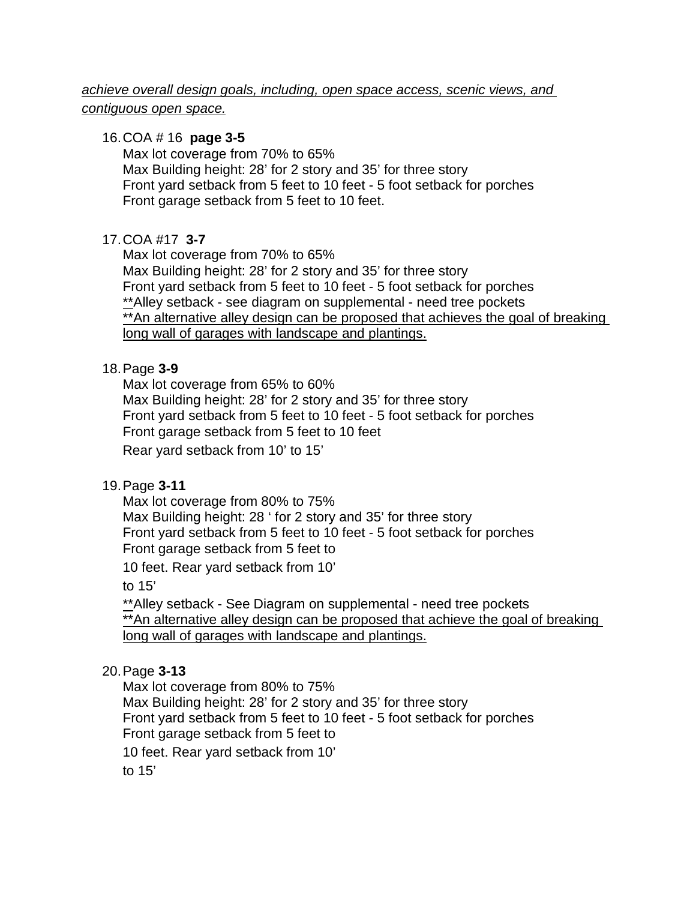*<u>achieve overall design goals, including, open space access, scenic views, and contiguous open space.</u>*

16. COA # 16 **page 3-5**
    Max lot coverage from 70% to 65%
    Max Building height: 28’ for 2 story and 35’ for three story
    Front yard setback from 5 feet to 10 feet - 5 foot setback for porches
    Front garage setback from 5 feet to 10 feet.

17. COA #17 **3-7**
    Max lot coverage from 70% to 65%
    Max Building height: 28’ for 2 story and 35’ for three story
    Front yard setback from 5 feet to 10 feet - 5 foot setback for porches
    <u>**</u>Alley setback - see diagram on supplemental - need tree pockets
    <u>**An alternative alley design can be proposed that achieves the goal of breaking long wall of garages with landscape and plantings.</u>

18. Page **3-9**
    Max lot coverage from 65% to 60%
    Max Building height: 28’ for 2 story and 35’ for three story
    Front yard setback from 5 feet to 10 feet - 5 foot setback for porches
    Front garage setback from 5 feet to 10 feet
    Rear yard setback from 10’ to 15’

19. Page **3-11**
    Max lot coverage from 80% to 75%
    Max Building height: 28 ‘ for 2 story and 35’ for three story
    Front yard setback from 5 feet to 10 feet - 5 foot setback for porches
    Front garage setback from 5 feet to 10 feet. Rear yard setback from 10’ to 15’
    <u>**</u>Alley setback - See Diagram on supplemental - need tree pockets
    <u>**An alternative alley design can be proposed that achieve the goal of breaking long wall of garages with landscape and plantings.</u>

20. Page **3-13**
    Max lot coverage from 80% to 75%
    Max Building height: 28’ for 2 story and 35’ for three story
    Front yard setback from 5 feet to 10 feet - 5 foot setback for porches
    Front garage setback from 5 feet to 10 feet. Rear yard setback from 10’ to 15’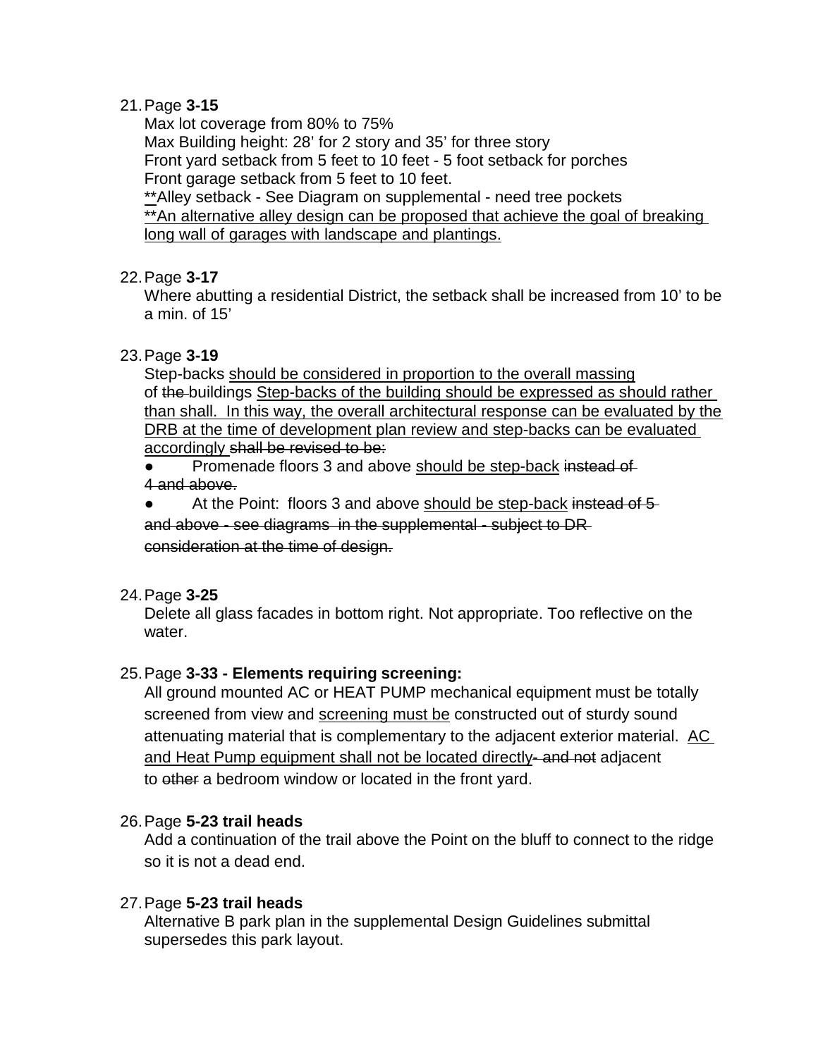21. Page **3-15**
    Max lot coverage from 80% to 75%
    Max Building height: 28' for 2 story and 35' for three story
    Front yard setback from 5 feet to 10 feet - 5 foot setback for porches
    Front garage setback from 5 feet to 10 feet.
    <u>**</u>Alley setback - See Diagram on supplemental - need tree pockets
    <u>**An alternative alley design can be proposed that achieve the goal of breaking long wall of garages with landscape and plantings.</u>

22. Page **3-17**
    Where abutting a residential District, the setback shall be increased from 10' to be a min. of 15'

23. Page **3-19**
    Step-backs <u>should be considered in proportion to the overall massing</u> of ~~the~~ buildings <u>Step-backs of the building should be expressed as should rather than shall. In this way, the overall architectural response can be evaluated by the DRB at the time of development plan review and step-backs can be evaluated accordingly</u> ~~shall be revised to be:~~
    - Promenade floors 3 and above <u>should be step-back</u> ~~instead of 4 and above.~~
    - At the Point: floors 3 and above <u>should be step-back</u> ~~instead of 5 and above - see diagrams in the supplemental - subject to DR consideration at the time of design.~~

24. Page **3-25**
    Delete all glass facades in bottom right. Not appropriate. Too reflective on the water.

25. Page **3-33 - Elements requiring screening:**
    All ground mounted AC or HEAT PUMP mechanical equipment must be totally screened from view and <u>screening must be</u> constructed out of sturdy sound attenuating material that is complementary to the adjacent exterior material. <u>AC and Heat Pump equipment shall not be located directly</u>~~- and not~~ adjacent to ~~other~~ a bedroom window or located in the front yard.

26. Page **5-23 trail heads**
    Add a continuation of the trail above the Point on the bluff to connect to the ridge so it is not a dead end.

27. Page **5-23 trail heads**
    Alternative B park plan in the supplemental Design Guidelines submittal supersedes this park layout.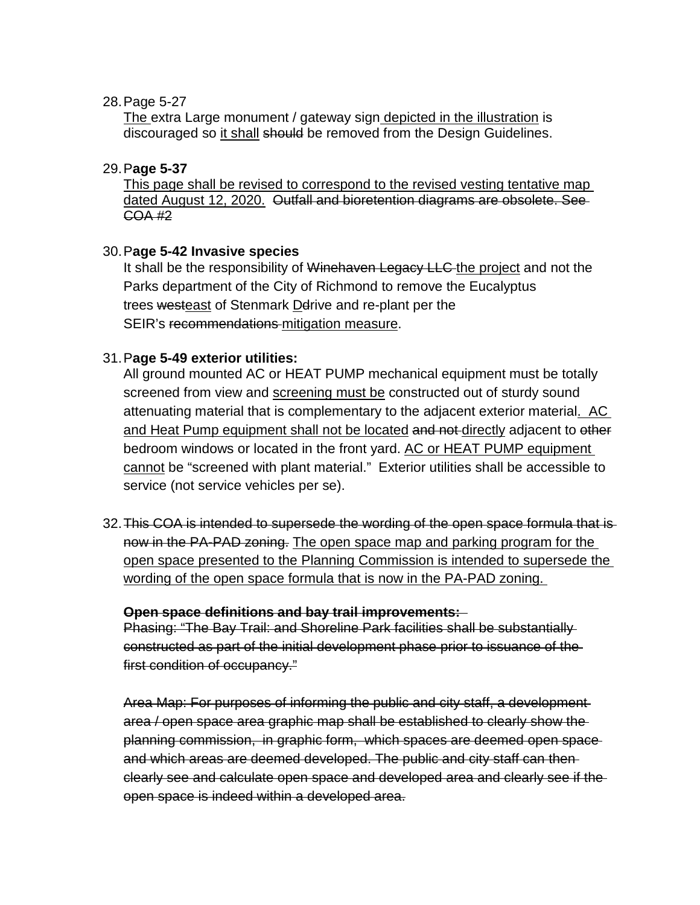28. Page 5-27

<u>The</u> extra Large monument / gateway sign <u>depicted in the illustration</u> is discouraged so <u>it shall</u> ~~should~~ be removed from the Design Guidelines.

29. P**age 5-37**

<u>This page shall be revised to correspond to the revised vesting tentative map dated August 12, 2020.</u> ~~Outfall and bioretention diagrams are obsolete. See COA #2~~

30. P**age 5-42 Invasive species**

It shall be the responsibility of ~~Winehaven Legacy LLC~~ <u>the project</u> and not the Parks department of the City of Richmond to remove the Eucalyptus trees ~~west~~<u>east</u> of Stenmark <u>D</u>~~d~~rive and re-plant per the SEIR's ~~recommendations~~ <u>mitigation measure</u>.

31. P**age 5-49 exterior utilities:**

All ground mounted AC or HEAT PUMP mechanical equipment must be totally screened from view and <u>screening must be</u> constructed out of sturdy sound attenuating material that is complementary to the adjacent exterior material<u>. AC and Heat Pump equipment shall not be located</u> ~~and not~~ <u>directly</u> adjacent to ~~other~~ bedroom windows or located in the front yard. <u>AC or HEAT PUMP equipment cannot</u> be "screened with plant material." Exterior utilities shall be accessible to service (not service vehicles per se).

32. ~~This COA is intended to supersede the wording of the open space formula that is now in the PA-PAD zoning.~~ <u>The open space map and parking program for the open space presented to the Planning Commission is intended to supersede the wording of the open space formula that is now in the PA-PAD zoning.</u>

~~**Open space definitions and bay trail improvements:**~~

~~Phasing: "The Bay Trail: and Shoreline Park facilities shall be substantially constructed as part of the initial development phase prior to issuance of the first condition of occupancy."~~

~~Area Map: For purposes of informing the public and city staff, a development area / open space area graphic map shall be established to clearly show the planning commission, in graphic form, which spaces are deemed open space and which areas are deemed developed. The public and city staff can then clearly see and calculate open space and developed area and clearly see if the open space is indeed within a developed area.~~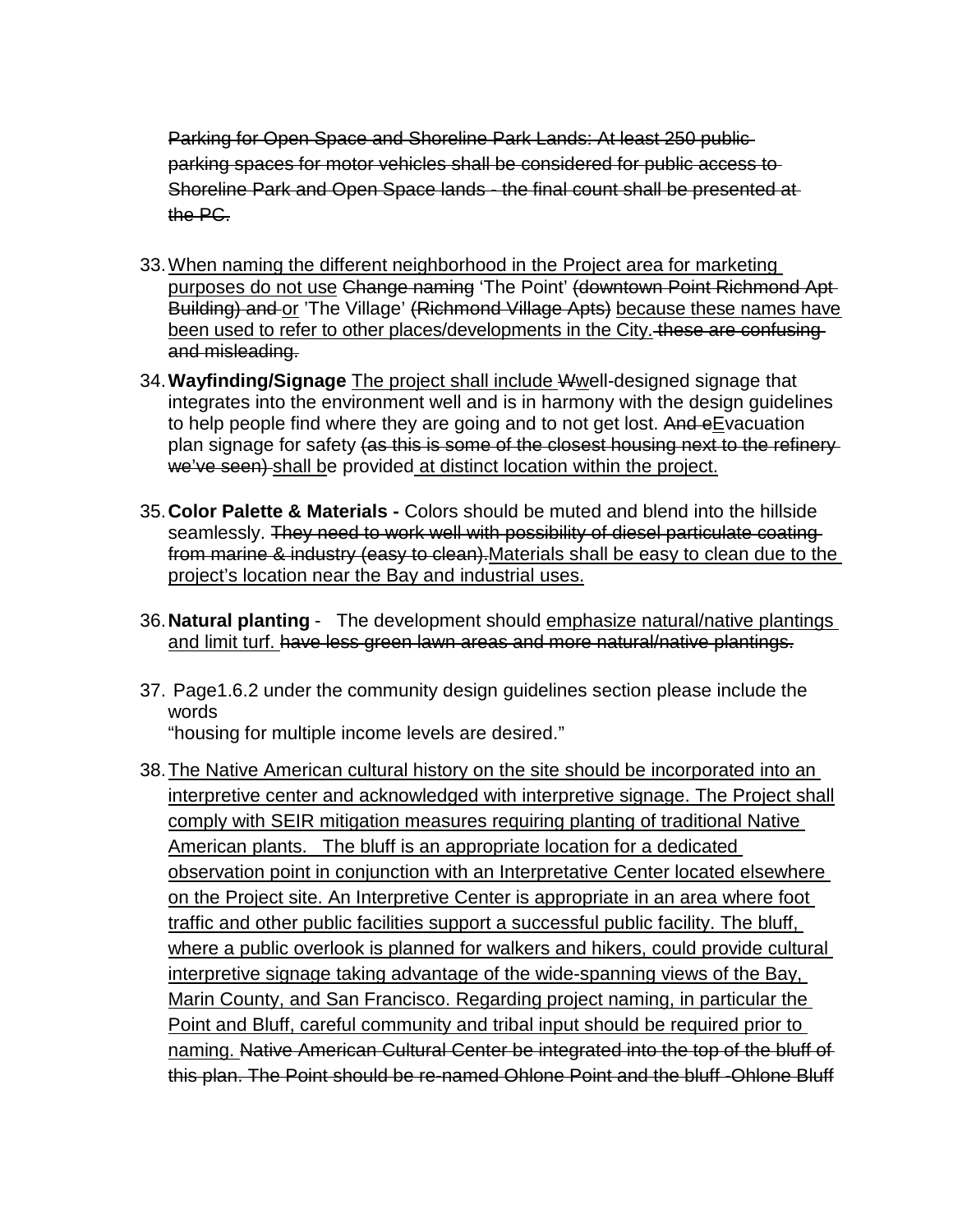~~Parking for Open Space and Shoreline Park Lands: At least 250 public parking spaces for motor vehicles shall be considered for public access to Shoreline Park and Open Space lands - the final count shall be presented at the PC.~~

33. <u>When naming the different neighborhood in the Project area for marketing purposes do not use</u> ~~Change naming~~ 'The Point' ~~(downtown Point Richmond Apt Building) and~~ <u>or</u> 'The Village' ~~(Richmond Village Apts)~~ <u>because these names have been used to refer to other places/developments in the City.</u> ~~these are confusing and misleading.~~

34. **Wayfinding/Signage** <u>The project shall include</u> ~~W~~<u>w</u>ell-designed signage that integrates into the environment well and is in harmony with the design guidelines to help people find where they are going and to not get lost. ~~And e~~<u>E</u>vacuation plan signage for safety ~~(as this is some of the closest housing next to the refinery we've seen)~~ <u>shall b</u>e provided <u>at distinct location within the project.</u>

35. **Color Palette & Materials -** Colors should be muted and blend into the hillside seamlessly. ~~They need to work well with possibility of diesel particulate coating from marine & industry (easy to clean).~~<u>Materials shall be easy to clean due to the project's location near the Bay and industrial uses.</u>

36. **Natural planting** - The development should <u>emphasize natural/native plantings and limit turf.</u> ~~have less green lawn areas and more natural/native plantings.~~

37. Page1.6.2 under the community design guidelines section please include the words
"housing for multiple income levels are desired."

38. <u>The Native American cultural history on the site should be incorporated into an interpretive center and acknowledged with interpretive signage. The Project shall comply with SEIR mitigation measures requiring planting of traditional Native American plants. The bluff is an appropriate location for a dedicated observation point in conjunction with an Interpretative Center located elsewhere on the Project site. An Interpretive Center is appropriate in an area where foot traffic and other public facilities support a successful public facility. The bluff, where a public overlook is planned for walkers and hikers, could provide cultural interpretive signage taking advantage of the wide-spanning views of the Bay, Marin County, and San Francisco. Regarding project naming, in particular the Point and Bluff, careful community and tribal input should be required prior to naming.</u> ~~Native American Cultural Center be integrated into the top of the bluff of this plan. The Point should be re-named Ohlone Point and the bluff -Ohlone Bluff~~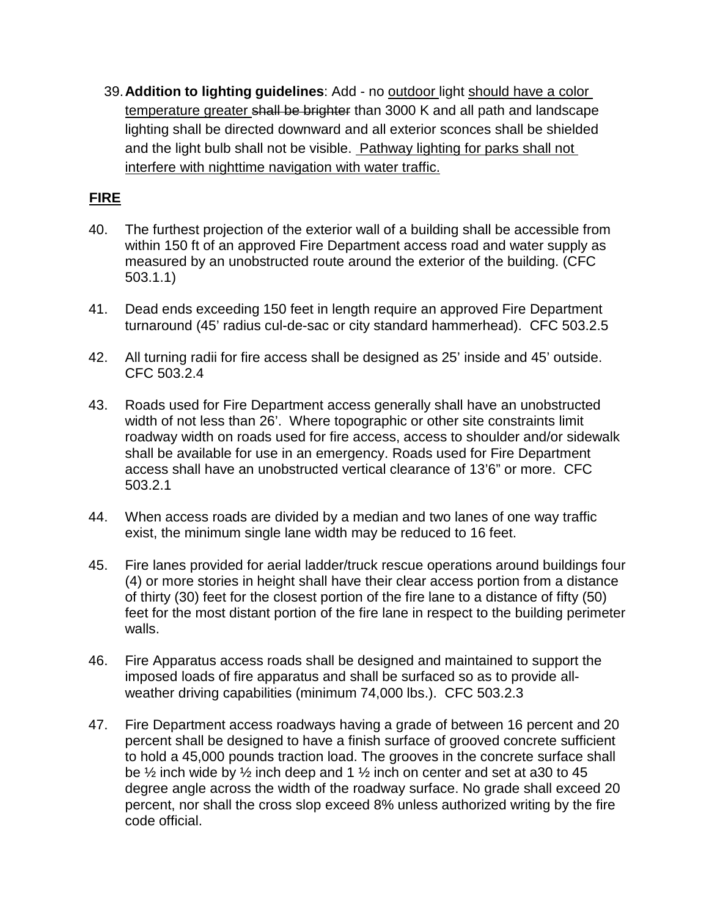39. **Addition to lighting guidelines**: Add - no <u>outdoor</u> light <u>should have a color temperature greater</u> ~~shall be brighter~~ than 3000 K and all path and landscape lighting shall be directed downward and all exterior sconces shall be shielded and the light bulb shall not be visible. <u>Pathway lighting for parks shall not interfere with nighttime navigation with water traffic.</u>

## <u>FIRE</u>

40. The furthest projection of the exterior wall of a building shall be accessible from within 150 ft of an approved Fire Department access road and water supply as measured by an unobstructed route around the exterior of the building. (CFC 503.1.1)

41. Dead ends exceeding 150 feet in length require an approved Fire Department turnaround (45' radius cul-de-sac or city standard hammerhead). CFC 503.2.5

42. All turning radii for fire access shall be designed as 25' inside and 45' outside. CFC 503.2.4

43. Roads used for Fire Department access generally shall have an unobstructed width of not less than 26'. Where topographic or other site constraints limit roadway width on roads used for fire access, access to shoulder and/or sidewalk shall be available for use in an emergency. Roads used for Fire Department access shall have an unobstructed vertical clearance of 13'6" or more. CFC 503.2.1

44. When access roads are divided by a median and two lanes of one way traffic exist, the minimum single lane width may be reduced to 16 feet.

45. Fire lanes provided for aerial ladder/truck rescue operations around buildings four (4) or more stories in height shall have their clear access portion from a distance of thirty (30) feet for the closest portion of the fire lane to a distance of fifty (50) feet for the most distant portion of the fire lane in respect to the building perimeter walls.

46. Fire Apparatus access roads shall be designed and maintained to support the imposed loads of fire apparatus and shall be surfaced so as to provide all-weather driving capabilities (minimum 74,000 lbs.). CFC 503.2.3

47. Fire Department access roadways having a grade of between 16 percent and 20 percent shall be designed to have a finish surface of grooved concrete sufficient to hold a 45,000 pounds traction load. The grooves in the concrete surface shall be ½ inch wide by ½ inch deep and 1 ½ inch on center and set at a30 to 45 degree angle across the width of the roadway surface. No grade shall exceed 20 percent, nor shall the cross slop exceed 8% unless authorized writing by the fire code official.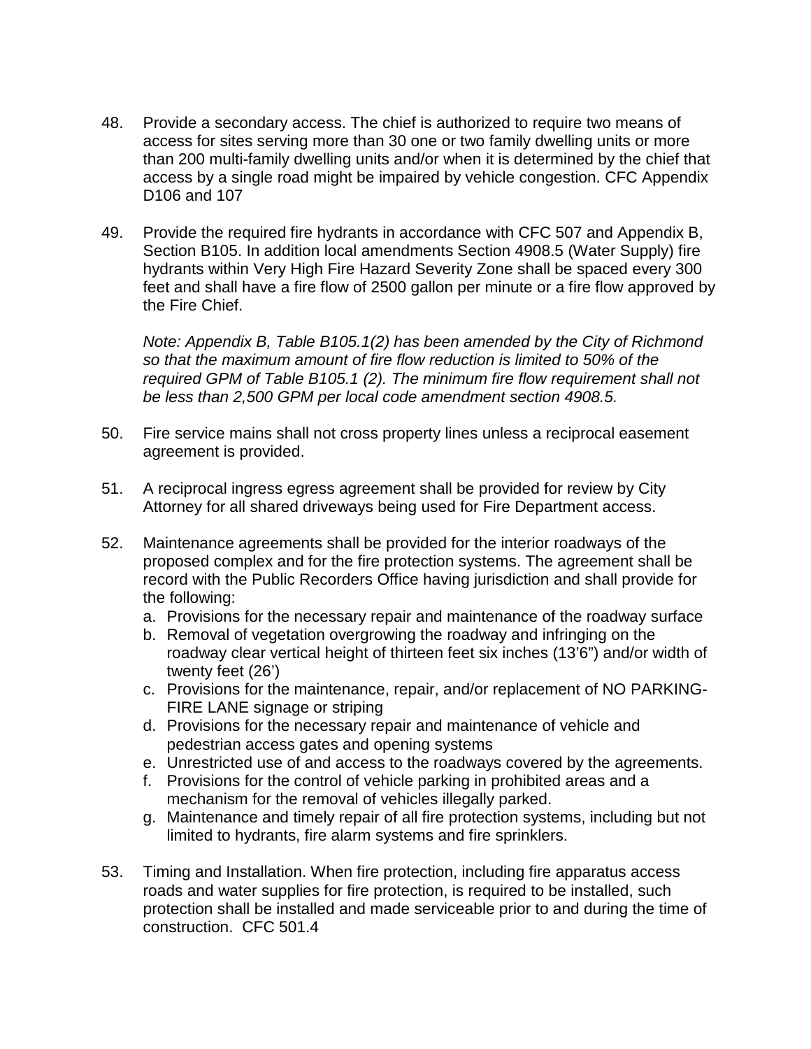48. Provide a secondary access. The chief is authorized to require two means of access for sites serving more than 30 one or two family dwelling units or more than 200 multi-family dwelling units and/or when it is determined by the chief that access by a single road might be impaired by vehicle congestion. CFC Appendix D106 and 107

49. Provide the required fire hydrants in accordance with CFC 507 and Appendix B, Section B105. In addition local amendments Section 4908.5 (Water Supply) fire hydrants within Very High Fire Hazard Severity Zone shall be spaced every 300 feet and shall have a fire flow of 2500 gallon per minute or a fire flow approved by the Fire Chief.

    *Note: Appendix B, Table B105.1(2) has been amended by the City of Richmond so that the maximum amount of fire flow reduction is limited to 50% of the required GPM of Table B105.1 (2). The minimum fire flow requirement shall not be less than 2,500 GPM per local code amendment section 4908.5.*

50. Fire service mains shall not cross property lines unless a reciprocal easement agreement is provided.

51. A reciprocal ingress egress agreement shall be provided for review by City Attorney for all shared driveways being used for Fire Department access.

52. Maintenance agreements shall be provided for the interior roadways of the proposed complex and for the fire protection systems. The agreement shall be record with the Public Recorders Office having jurisdiction and shall provide for the following:
    a. Provisions for the necessary repair and maintenance of the roadway surface
    b. Removal of vegetation overgrowing the roadway and infringing on the roadway clear vertical height of thirteen feet six inches (13'6") and/or width of twenty feet (26')
    c. Provisions for the maintenance, repair, and/or replacement of NO PARKING-FIRE LANE signage or striping
    d. Provisions for the necessary repair and maintenance of vehicle and pedestrian access gates and opening systems
    e. Unrestricted use of and access to the roadways covered by the agreements.
    f. Provisions for the control of vehicle parking in prohibited areas and a mechanism for the removal of vehicles illegally parked.
    g. Maintenance and timely repair of all fire protection systems, including but not limited to hydrants, fire alarm systems and fire sprinklers.

53. Timing and Installation. When fire protection, including fire apparatus access roads and water supplies for fire protection, is required to be installed, such protection shall be installed and made serviceable prior to and during the time of construction. CFC 501.4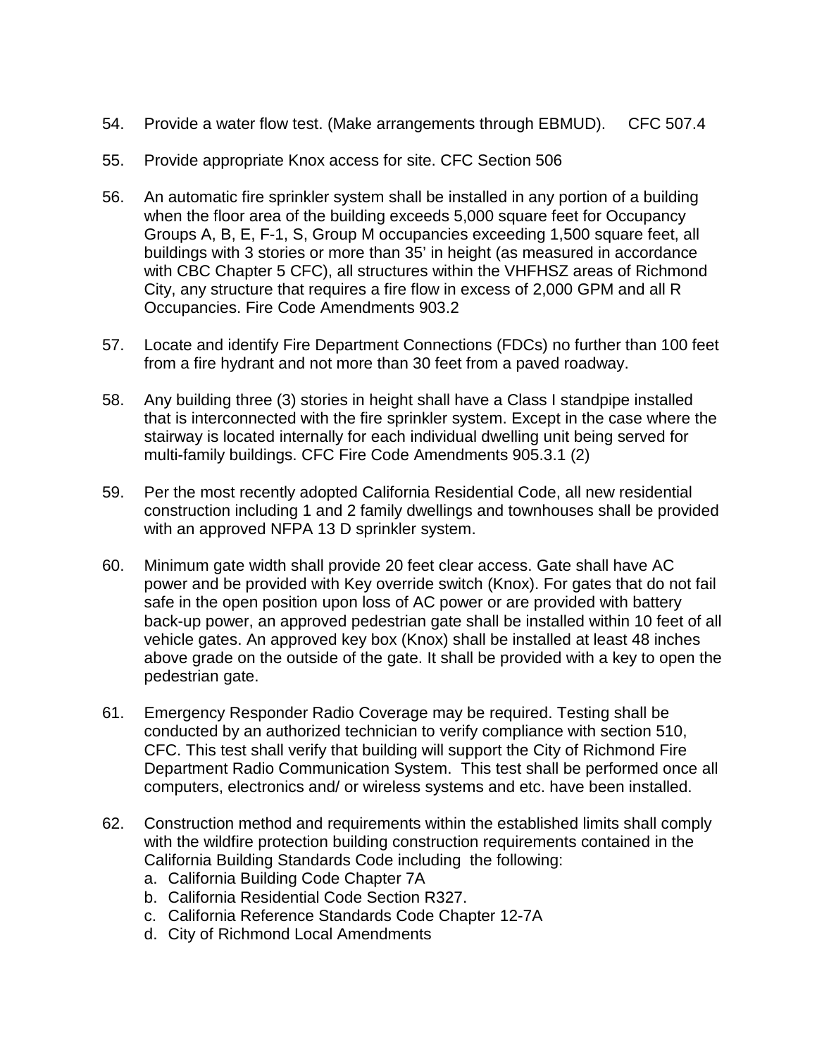54. Provide a water flow test. (Make arrangements through EBMUD). CFC 507.4

55. Provide appropriate Knox access for site. CFC Section 506

56. An automatic fire sprinkler system shall be installed in any portion of a building when the floor area of the building exceeds 5,000 square feet for Occupancy Groups A, B, E, F-1, S, Group M occupancies exceeding 1,500 square feet, all buildings with 3 stories or more than 35' in height (as measured in accordance with CBC Chapter 5 CFC), all structures within the VHFHSZ areas of Richmond City, any structure that requires a fire flow in excess of 2,000 GPM and all R Occupancies. Fire Code Amendments 903.2

57. Locate and identify Fire Department Connections (FDCs) no further than 100 feet from a fire hydrant and not more than 30 feet from a paved roadway.

58. Any building three (3) stories in height shall have a Class I standpipe installed that is interconnected with the fire sprinkler system. Except in the case where the stairway is located internally for each individual dwelling unit being served for multi-family buildings. CFC Fire Code Amendments 905.3.1 (2)

59. Per the most recently adopted California Residential Code, all new residential construction including 1 and 2 family dwellings and townhouses shall be provided with an approved NFPA 13 D sprinkler system.

60. Minimum gate width shall provide 20 feet clear access. Gate shall have AC power and be provided with Key override switch (Knox). For gates that do not fail safe in the open position upon loss of AC power or are provided with battery back-up power, an approved pedestrian gate shall be installed within 10 feet of all vehicle gates. An approved key box (Knox) shall be installed at least 48 inches above grade on the outside of the gate. It shall be provided with a key to open the pedestrian gate.

61. Emergency Responder Radio Coverage may be required. Testing shall be conducted by an authorized technician to verify compliance with section 510, CFC. This test shall verify that building will support the City of Richmond Fire Department Radio Communication System. This test shall be performed once all computers, electronics and/ or wireless systems and etc. have been installed.

62. Construction method and requirements within the established limits shall comply with the wildfire protection building construction requirements contained in the California Building Standards Code including the following:
    a. California Building Code Chapter 7A
    b. California Residential Code Section R327.
    c. California Reference Standards Code Chapter 12-7A
    d. City of Richmond Local Amendments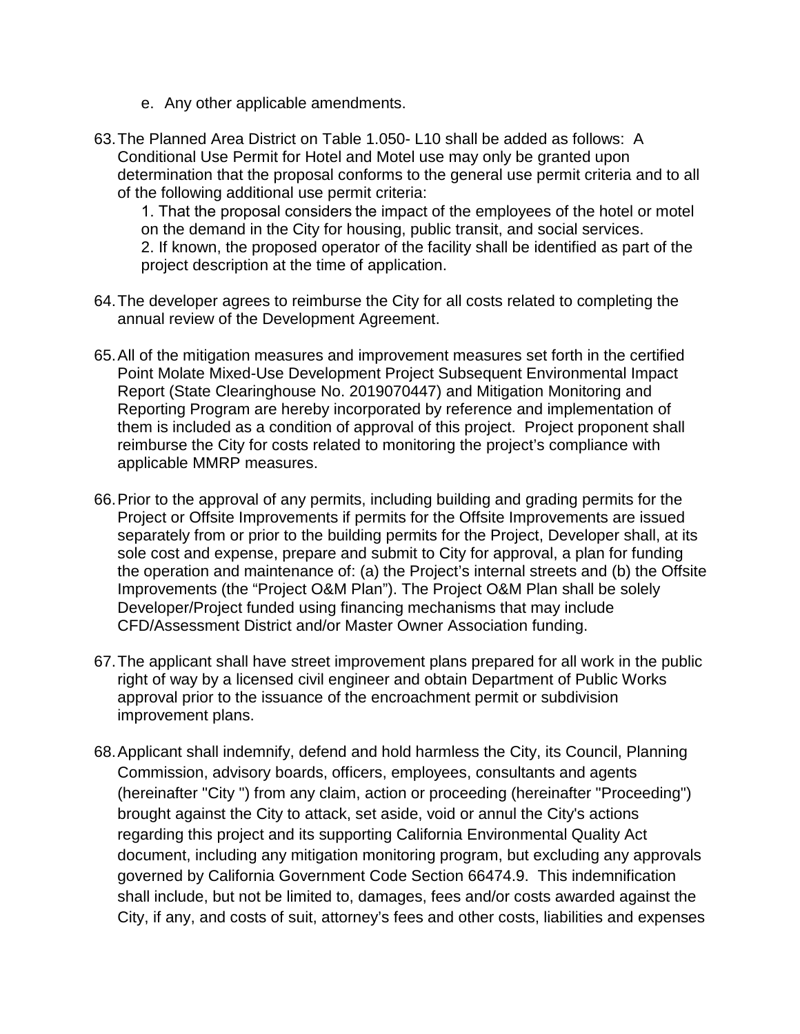e. Any other applicable amendments.

63. The Planned Area District on Table 1.050- L10 shall be added as follows: A Conditional Use Permit for Hotel and Motel use may only be granted upon determination that the proposal conforms to the general use permit criteria and to all of the following additional use permit criteria:

    1. That the proposal considers the impact of the employees of the hotel or motel on the demand in the City for housing, public transit, and social services.
    2. If known, the proposed operator of the facility shall be identified as part of the project description at the time of application.

64. The developer agrees to reimburse the City for all costs related to completing the annual review of the Development Agreement.

65. All of the mitigation measures and improvement measures set forth in the certified Point Molate Mixed-Use Development Project Subsequent Environmental Impact Report (State Clearinghouse No. 2019070447) and Mitigation Monitoring and Reporting Program are hereby incorporated by reference and implementation of them is included as a condition of approval of this project. Project proponent shall reimburse the City for costs related to monitoring the project's compliance with applicable MMRP measures.

66. Prior to the approval of any permits, including building and grading permits for the Project or Offsite Improvements if permits for the Offsite Improvements are issued separately from or prior to the building permits for the Project, Developer shall, at its sole cost and expense, prepare and submit to City for approval, a plan for funding the operation and maintenance of: (a) the Project's internal streets and (b) the Offsite Improvements (the "Project O&M Plan"). The Project O&M Plan shall be solely Developer/Project funded using financing mechanisms that may include CFD/Assessment District and/or Master Owner Association funding.

67. The applicant shall have street improvement plans prepared for all work in the public right of way by a licensed civil engineer and obtain Department of Public Works approval prior to the issuance of the encroachment permit or subdivision improvement plans.

68. Applicant shall indemnify, defend and hold harmless the City, its Council, Planning Commission, advisory boards, officers, employees, consultants and agents (hereinafter "City ") from any claim, action or proceeding (hereinafter "Proceeding") brought against the City to attack, set aside, void or annul the City's actions regarding this project and its supporting California Environmental Quality Act document, including any mitigation monitoring program, but excluding any approvals governed by California Government Code Section 66474.9. This indemnification shall include, but not be limited to, damages, fees and/or costs awarded against the City, if any, and costs of suit, attorney's fees and other costs, liabilities and expenses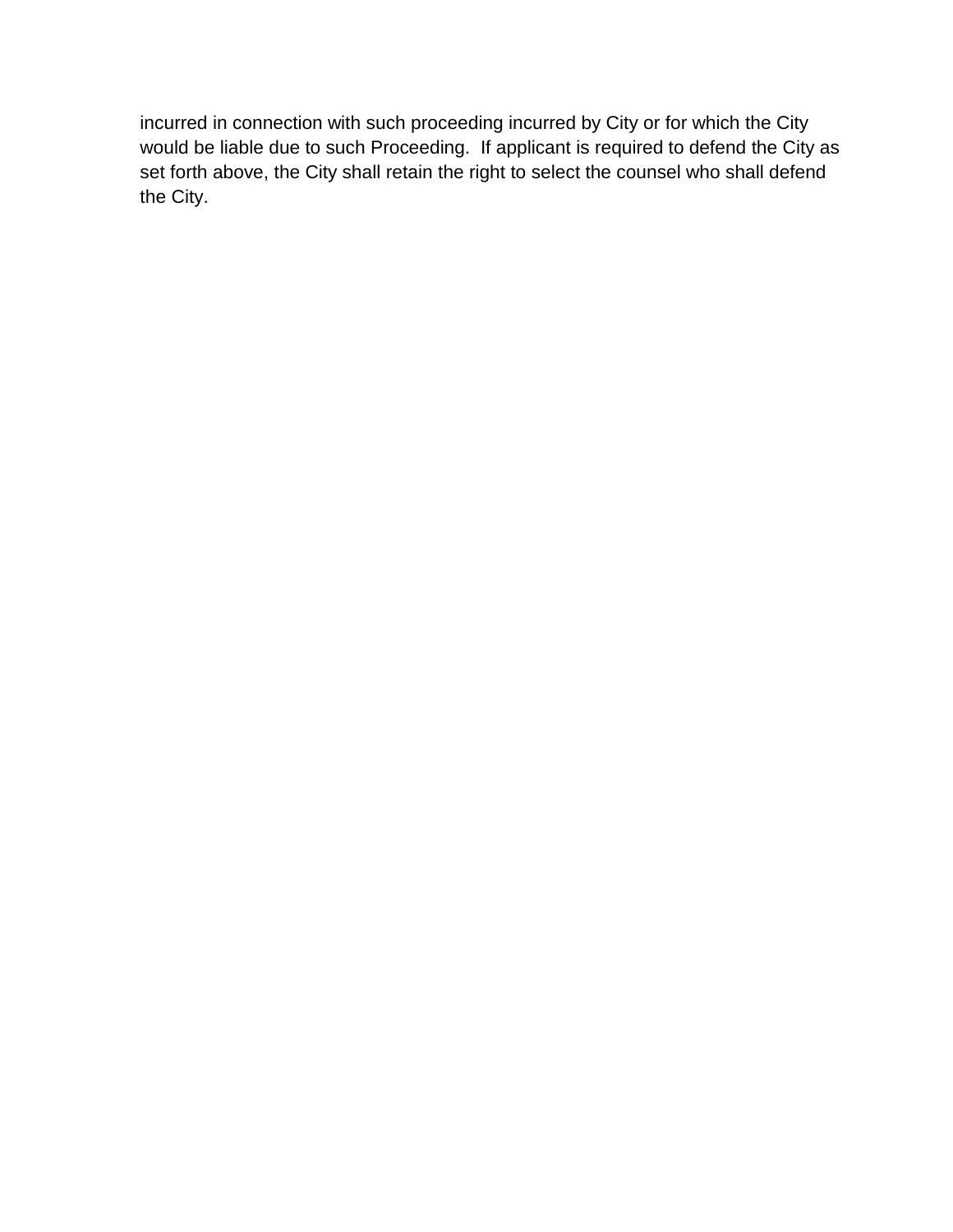incurred in connection with such proceeding incurred by City or for which the City would be liable due to such Proceeding.  If applicant is required to defend the City as set forth above, the City shall retain the right to select the counsel who shall defend the City.